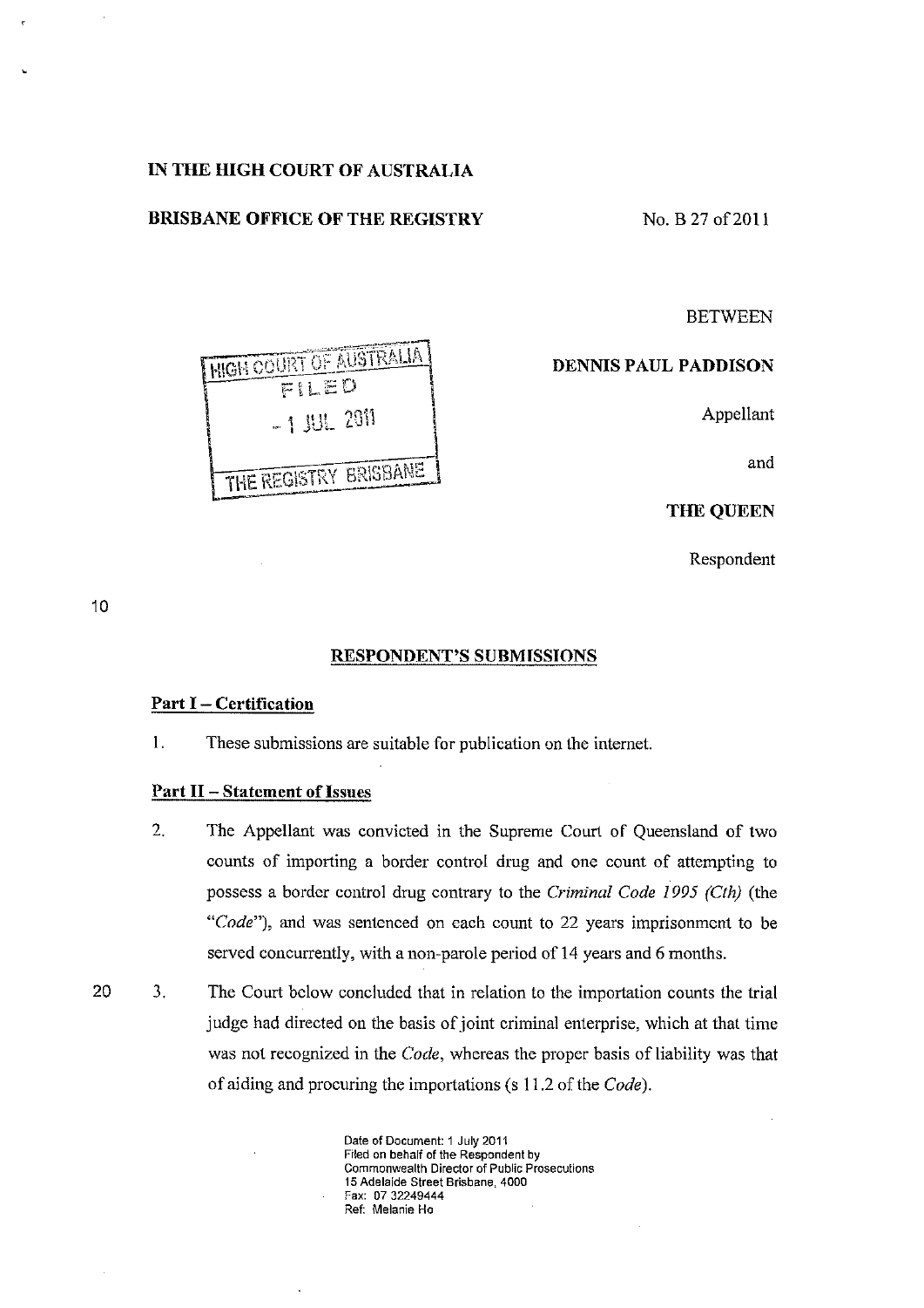**IN THE HIGH COURT OF AUSTRALIA**

**BRISBANE OFFICE OF THE REGISTRY** No. B 27 of 2011

HIGH COURT OF AUSTRALIA
FILED
- 1 JUL 2011
THE REGISTRY BRISBANE

BETWEEN

**DENNIS PAUL PADDISON**

Appellant

and

**THE QUEEN**

Respondent

## RESPONDENT'S SUBMISSIONS

### Part I – Certification

1. These submissions are suitable for publication on the internet.

### Part II – Statement of Issues

2. The Appellant was convicted in the Supreme Court of Queensland of two counts of importing a border control drug and one count of attempting to possess a border control drug contrary to the *Criminal Code 1995 (Cth)* (the "*Code*"), and was sentenced on each count to 22 years imprisonment to be served concurrently, with a non-parole period of 14 years and 6 months.

3. The Court below concluded that in relation to the importation counts the trial judge had directed on the basis of joint criminal enterprise, which at that time was not recognized in the *Code*, whereas the proper basis of liability was that of aiding and procuring the importations (s 11.2 of the *Code*).

Date of Document: 1 July 2011
Filed on behalf of the Respondent by
Commonwealth Director of Public Prosecutions
15 Adelaide Street Brisbane, 4000
Fax: 07 32249444
Ref: Melanie Ho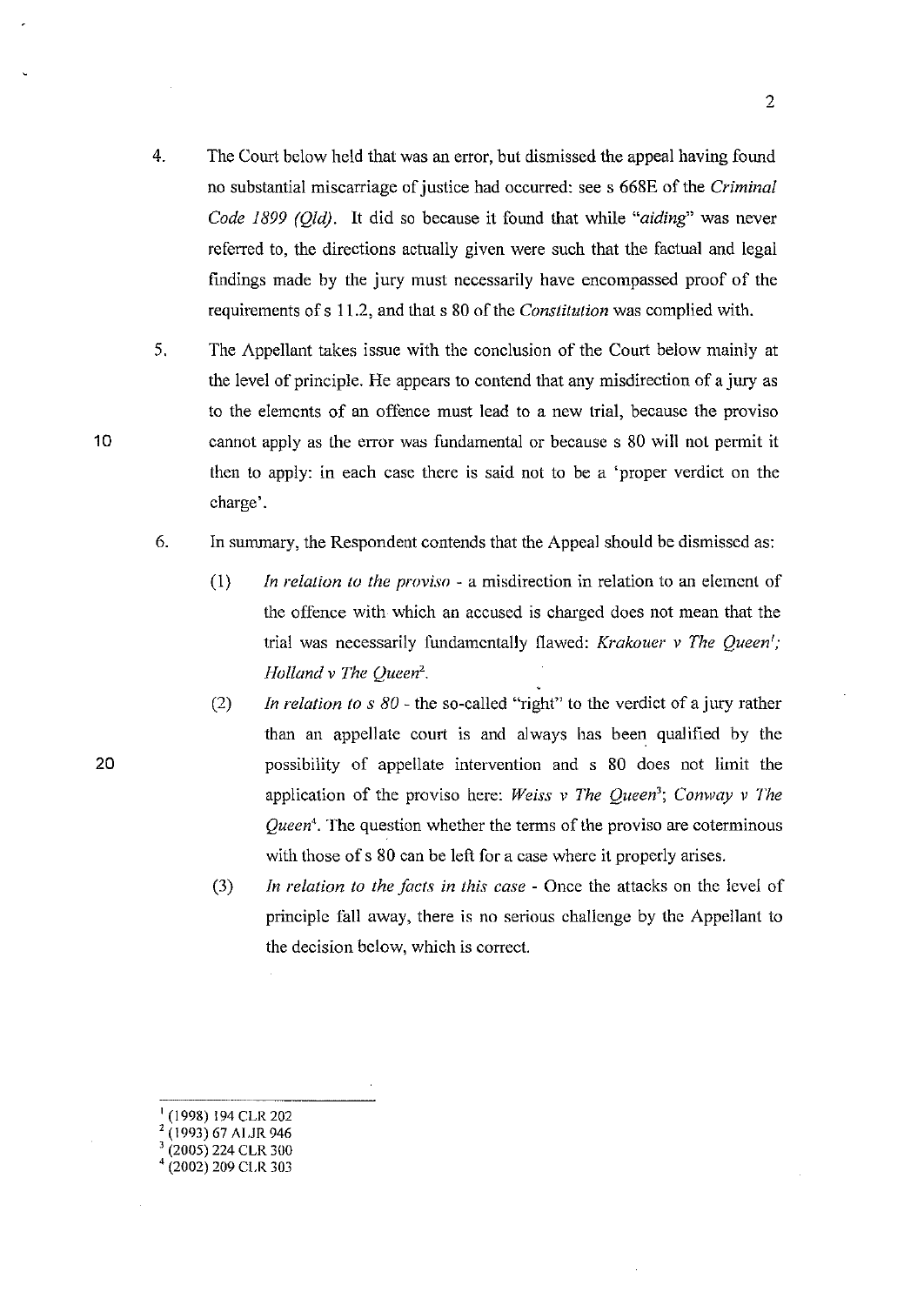4. The Court below held that was an error, but dismissed the appeal having found no substantial miscarriage of justice had occurred: see s 668E of the *Criminal Code 1899 (Qld)*. It did so because it found that while *"aiding"* was never referred to, the directions actually given were such that the factual and legal findings made by the jury must necessarily have encompassed proof of the requirements of s 11.2, and that s 80 of the *Constitution* was complied with.

5. The Appellant takes issue with the conclusion of the Court below mainly at the level of principle. He appears to contend that any misdirection of a jury as to the elements of an offence must lead to a new trial, because the proviso cannot apply as the error was fundamental or because s 80 will not permit it then to apply: in each case there is said not to be a 'proper verdict on the charge'.

6. In summary, the Respondent contends that the Appeal should be dismissed as:

   (1) *In relation to the proviso* - a misdirection in relation to an element of the offence with which an accused is charged does not mean that the trial was necessarily fundamentally flawed: *Krakouer v The Queen*[1]; *Holland v The Queen*[2].

   (2) *In relation to s 80* - the so-called "right" to the verdict of a jury rather than an appellate court is and always has been qualified by the possibility of appellate intervention and s 80 does not limit the application of the proviso here: *Weiss v The Queen*[3]; *Conway v The Queen*[4]. The question whether the terms of the proviso are coterminous with those of s 80 can be left for a case where it properly arises.

   (3) *In relation to the facts in this case* - Once the attacks on the level of principle fall away, there is no serious challenge by the Appellant to the decision below, which is correct.

---

[1] (1998) 194 CLR 202
[2] (1993) 67 ALJR 946
[3] (2005) 224 CLR 300
[4] (2002) 209 CLR 303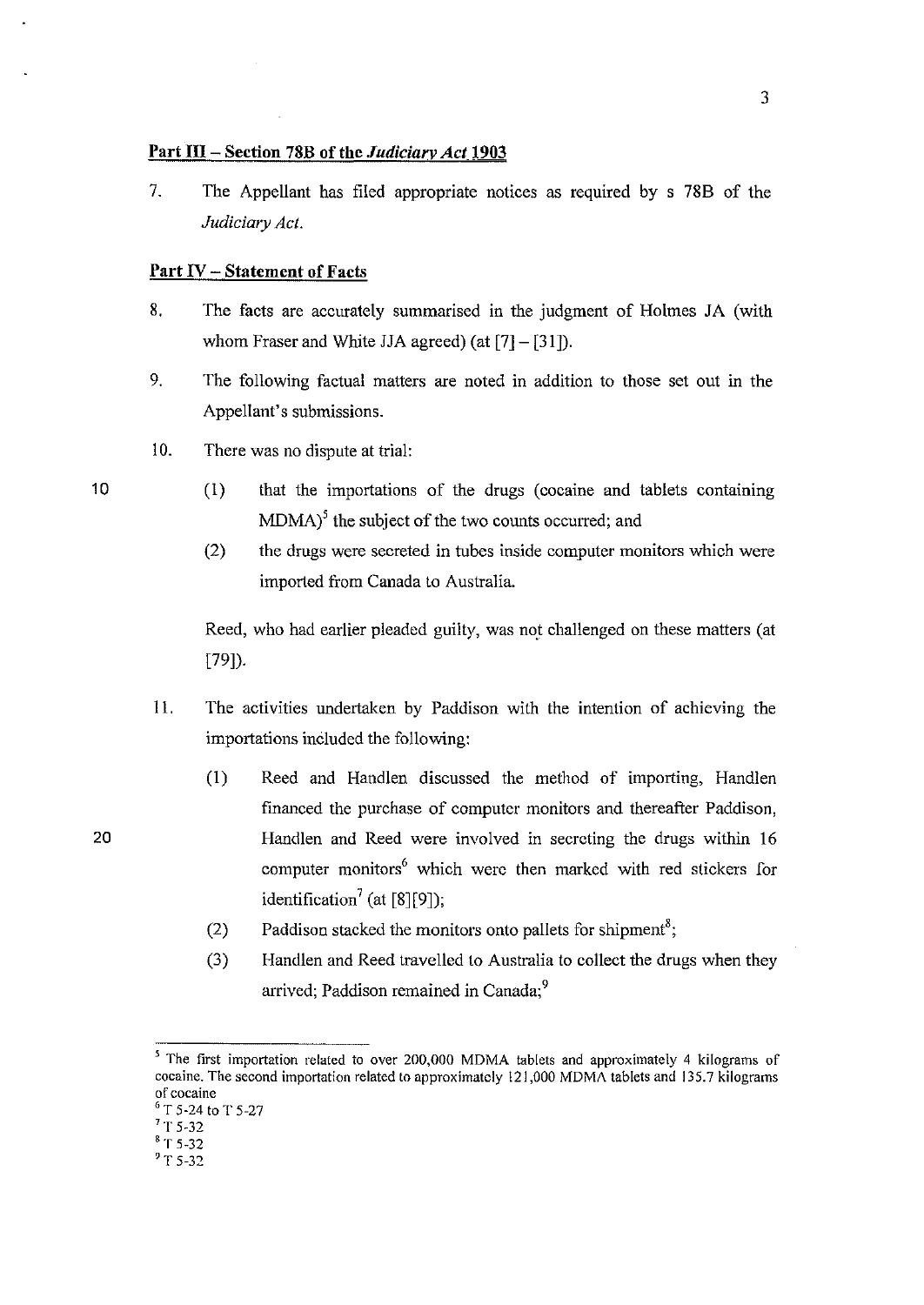## Part III – Section 78B of the *Judiciary Act* 1903

7. The Appellant has filed appropriate notices as required by s 78B of the *Judiciary Act*.

## Part IV – Statement of Facts

8. The facts are accurately summarised in the judgment of Holmes JA (with whom Fraser and White JJA agreed) (at [7] – [31]).

9. The following factual matters are noted in addition to those set out in the Appellant's submissions.

10. There was no dispute at trial:

    (1) that the importations of the drugs (cocaine and tablets containing MDMA)[5] the subject of the two counts occurred; and

    (2) the drugs were secreted in tubes inside computer monitors which were imported from Canada to Australia.

    Reed, who had earlier pleaded guilty, was not challenged on these matters (at [79]).

11. The activities undertaken by Paddison with the intention of achieving the importations included the following:

    (1) Reed and Handlen discussed the method of importing, Handlen financed the purchase of computer monitors and thereafter Paddison, Handlen and Reed were involved in secreting the drugs within 16 computer monitors[6] which were then marked with red stickers for identification[7] (at [8][9]);

    (2) Paddison stacked the monitors onto pallets for shipment[8];

    (3) Handlen and Reed travelled to Australia to collect the drugs when they arrived; Paddison remained in Canada;[9]

---

[5] The first importation related to over 200,000 MDMA tablets and approximately 4 kilograms of cocaine. The second importation related to approximately 121,000 MDMA tablets and 135.7 kilograms of cocaine

[6] T 5-24 to T 5-27

[7] T 5-32

[8] T 5-32

[9] T 5-32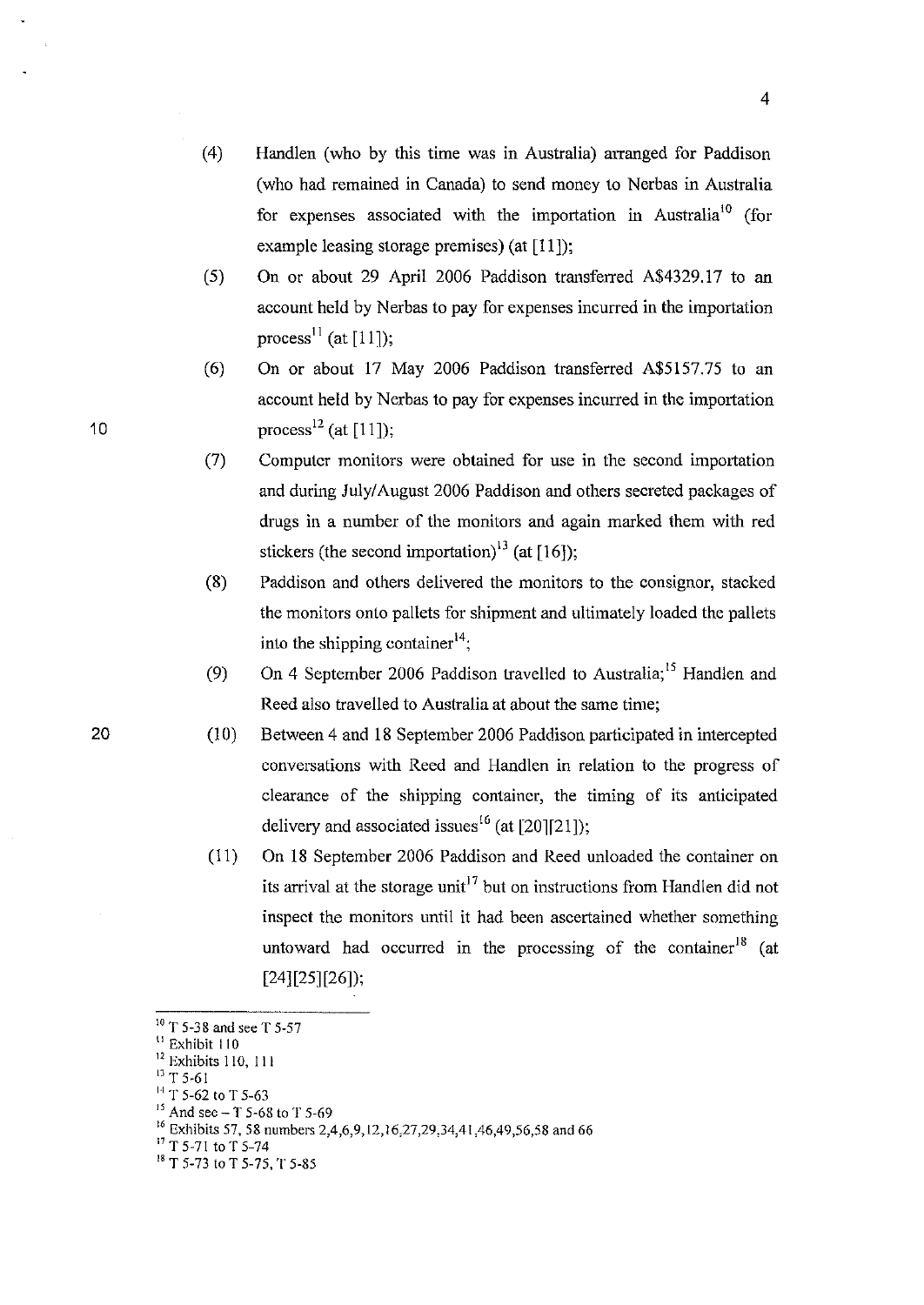(4) Handlen (who by this time was in Australia) arranged for Paddison (who had remained in Canada) to send money to Nerbas in Australia for expenses associated with the importation in Australia[10] (for example leasing storage premises) (at [11]);

(5) On or about 29 April 2006 Paddison transferred A$4329.17 to an account held by Nerbas to pay for expenses incurred in the importation process[11] (at [11]);

(6) On or about 17 May 2006 Paddison transferred A$5157.75 to an account held by Nerbas to pay for expenses incurred in the importation process[12] (at [11]);

(7) Computer monitors were obtained for use in the second importation and during July/August 2006 Paddison and others secreted packages of drugs in a number of the monitors and again marked them with red stickers (the second importation)[13] (at [16]);

(8) Paddison and others delivered the monitors to the consignor, stacked the monitors onto pallets for shipment and ultimately loaded the pallets into the shipping container[14];

(9) On 4 September 2006 Paddison travelled to Australia;[15] Handlen and Reed also travelled to Australia at about the same time;

(10) Between 4 and 18 September 2006 Paddison participated in intercepted conversations with Reed and Handlen in relation to the progress of clearance of the shipping container, the timing of its anticipated delivery and associated issues[16] (at [20][21]);

(11) On 18 September 2006 Paddison and Reed unloaded the container on its arrival at the storage unit[17] but on instructions from Handlen did not inspect the monitors until it had been ascertained whether something untoward had occurred in the processing of the container[18] (at [24][25][26]);

---

[10] T 5-38 and see T 5-57

[11] Exhibit 110

[12] Exhibits 110, 111

[13] T 5-61

[14] T 5-62 to T 5-63

[15] And see – T 5-68 to T 5-69

[16] Exhibits 57, 58 numbers 2,4,6,9,12,16,27,29,34,41,46,49,56,58 and 66

[17] T 5-71 to T 5-74

[18] T 5-73 to T 5-75, T 5-85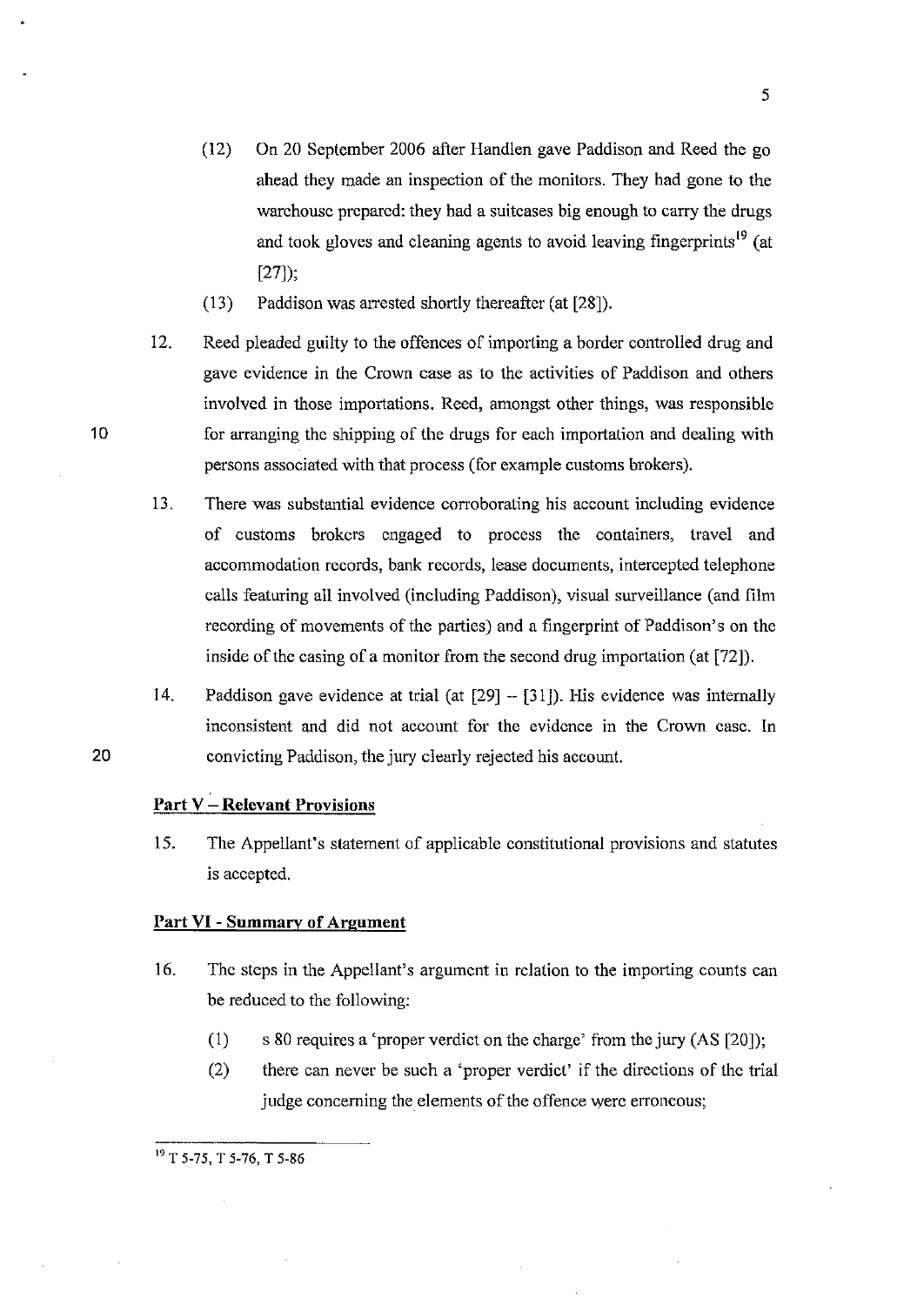(12) On 20 September 2006 after Handlen gave Paddison and Reed the go ahead they made an inspection of the monitors. They had gone to the warehouse prepared: they had a suitcases big enough to carry the drugs and took gloves and cleaning agents to avoid leaving fingerprints[19] (at [27]);

(13) Paddison was arrested shortly thereafter (at [28]).

12. Reed pleaded guilty to the offences of importing a border controlled drug and gave evidence in the Crown case as to the activities of Paddison and others involved in those importations. Reed, amongst other things, was responsible for arranging the shipping of the drugs for each importation and dealing with persons associated with that process (for example customs brokers).

13. There was substantial evidence corroborating his account including evidence of customs brokers engaged to process the containers, travel and accommodation records, bank records, lease documents, intercepted telephone calls featuring all involved (including Paddison), visual surveillance (and film recording of movements of the parties) and a fingerprint of Paddison's on the inside of the casing of a monitor from the second drug importation (at [72]).

14. Paddison gave evidence at trial (at [29] – [31]). His evidence was internally inconsistent and did not account for the evidence in the Crown case. In convicting Paddison, the jury clearly rejected his account.

## Part V – Relevant Provisions

15. The Appellant's statement of applicable constitutional provisions and statutes is accepted.

## Part VI - Summary of Argument

16. The steps in the Appellant's argument in relation to the importing counts can be reduced to the following:

 (1) s 80 requires a 'proper verdict on the charge' from the jury (AS [20]);

 (2) there can never be such a 'proper verdict' if the directions of the trial judge concerning the elements of the offence were erroneous;

---

[19] T 5-75, T 5-76, T 5-86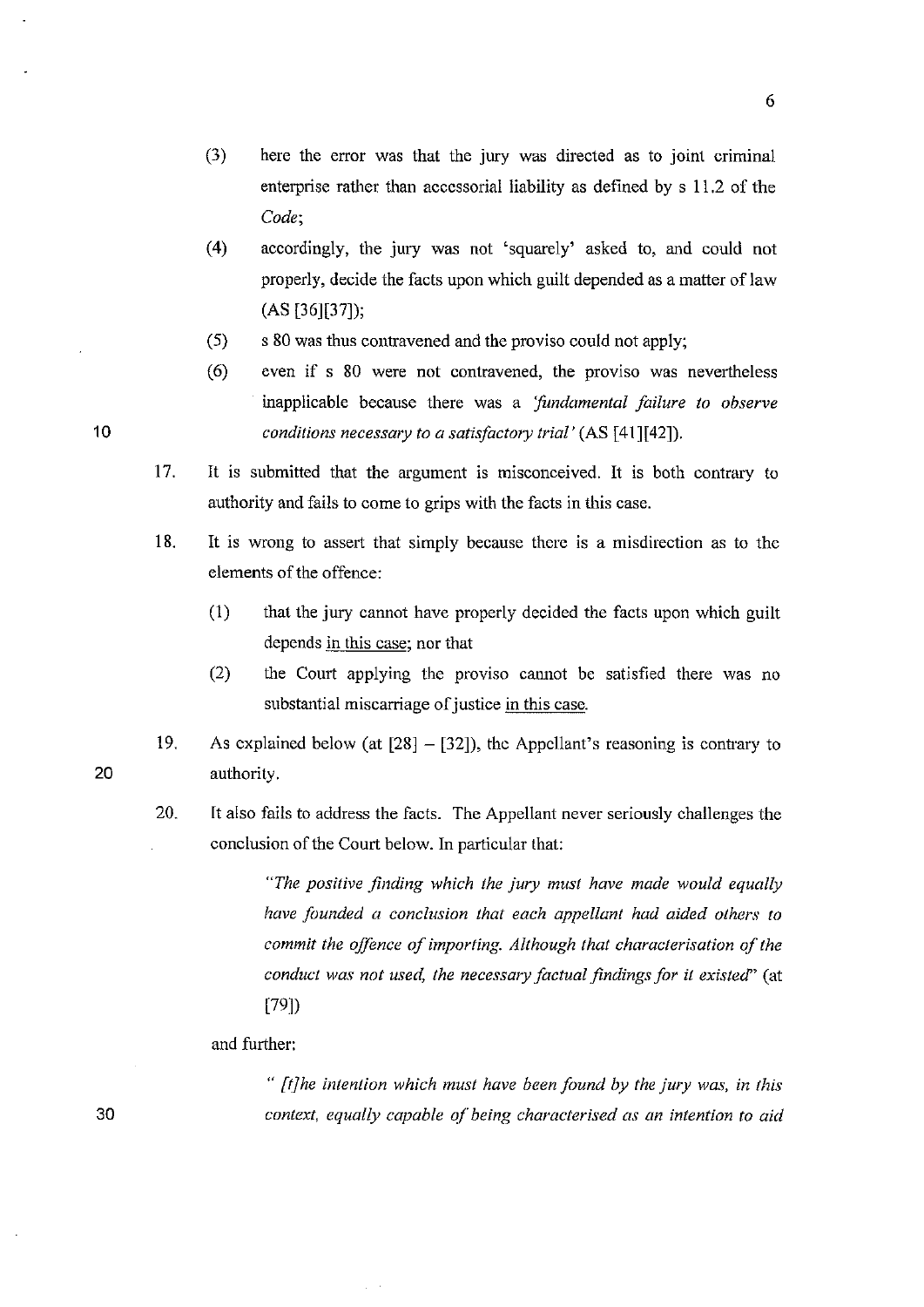(3) here the error was that the jury was directed as to joint criminal enterprise rather than accessorial liability as defined by s 11.2 of the *Code*;

(4) accordingly, the jury was not 'squarely' asked to, and could not properly, decide the facts upon which guilt depended as a matter of law (AS [36][37]);

(5) s 80 was thus contravened and the proviso could not apply;

(6) even if s 80 were not contravened, the proviso was nevertheless inapplicable because there was a *'fundamental failure to observe conditions necessary to a satisfactory trial'* (AS [41][42]).

17. It is submitted that the argument is misconceived. It is both contrary to authority and fails to come to grips with the facts in this case.

18. It is wrong to assert that simply because there is a misdirection as to the elements of the offence:

    (1) that the jury cannot have properly decided the facts upon which guilt depends in this case; nor that

    (2) the Court applying the proviso cannot be satisfied there was no substantial miscarriage of justice in this case.

19. As explained below (at [28] – [32]), the Appellant's reasoning is contrary to authority.

20. It also fails to address the facts. The Appellant never seriously challenges the conclusion of the Court below. In particular that:

    > *"The positive finding which the jury must have made would equally have founded a conclusion that each appellant had aided others to commit the offence of importing. Although that characterisation of the conduct was not used, the necessary factual findings for it existed"* (at [79])

    and further:

    > *" [t]he intention which must have been found by the jury was, in this context, equally capable of being characterised as an intention to aid*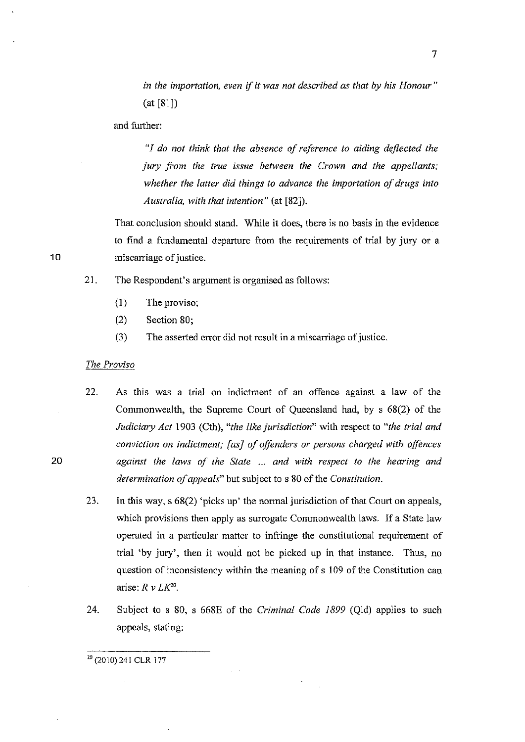> *in the importation, even if it was not described as that by his Honour"* (at [81])

and further:

> *"I do not think that the absence of reference to aiding deflected the jury from the true issue between the Crown and the appellants; whether the latter did things to advance the importation of drugs into Australia, with that intention"* (at [82]).

That conclusion should stand. While it does, there is no basis in the evidence to find a fundamental departure from the requirements of trial by jury or a miscarriage of justice.

21. The Respondent's argument is organised as follows:
    (1) The proviso;
    (2) Section 80;
    (3) The asserted error did not result in a miscarriage of justice.

*The Proviso*

22. As this was a trial on indictment of an offence against a law of the Commonwealth, the Supreme Court of Queensland had, by s 68(2) of the *Judiciary Act* 1903 (Cth), *"the like jurisdiction"* with respect to *"the trial and conviction on indictment; [as] of offenders or persons charged with offences against the laws of the State ... and with respect to the hearing and determination of appeals"* but subject to s 80 of the *Constitution*.

23. In this way, s 68(2) 'picks up' the normal jurisdiction of that Court on appeals, which provisions then apply as surrogate Commonwealth laws. If a State law operated in a particular matter to infringe the constitutional requirement of trial 'by jury', then it would not be picked up in that instance. Thus, no question of inconsistency within the meaning of s 109 of the Constitution can arise: *R v LK*[20].

24. Subject to s 80, s 668E of the *Criminal Code 1899* (Qld) applies to such appeals, stating:

---

[20] (2010) 241 CLR 177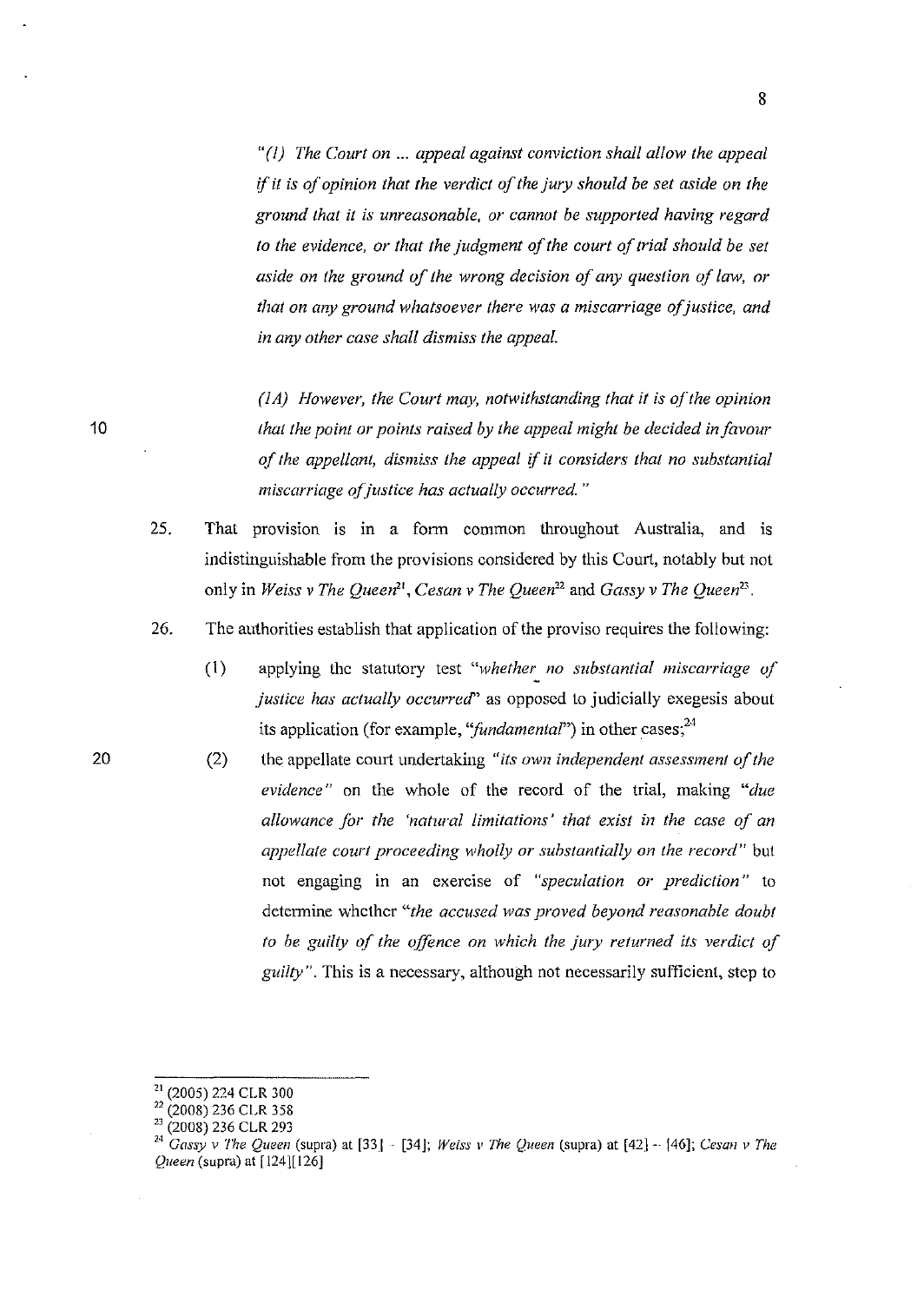*"(1) The Court on ... appeal against conviction shall allow the appeal if it is of opinion that the verdict of the jury should be set aside on the ground that it is unreasonable, or cannot be supported having regard to the evidence, or that the judgment of the court of trial should be set aside on the ground of the wrong decision of any question of law, or that on any ground whatsoever there was a miscarriage of justice, and in any other case shall dismiss the appeal.*

*(1A) However, the Court may, notwithstanding that it is of the opinion that the point or points raised by the appeal might be decided in favour of the appellant, dismiss the appeal if it considers that no substantial miscarriage of justice has actually occurred."*

25. That provision is in a form common throughout Australia, and is indistinguishable from the provisions considered by this Court, notably but not only in *Weiss v The Queen*[21], *Cesan v The Queen*[22] and *Gassy v The Queen*[23].

26. The authorities establish that application of the proviso requires the following:

    (1) applying the statutory test *"whether no substantial miscarriage of justice has actually occurred"* as opposed to judicially exegesis about its application (for example, *"fundamental"*) in other cases;[24]

    (2) the appellate court undertaking *"its own independent assessment of the evidence"* on the whole of the record of the trial, making *"due allowance for the 'natural limitations' that exist in the case of an appellate court proceeding wholly or substantially on the record"* but not engaging in an exercise of *"speculation or prediction"* to determine whether *"the accused was proved beyond reasonable doubt to be guilty of the offence on which the jury returned its verdict of guilty"*. This is a necessary, although not necessarily sufficient, step to

---

[21] (2005) 224 CLR 300

[22] (2008) 236 CLR 358

[23] (2008) 236 CLR 293

[24] *Gassy v The Queen* (supra) at [33] - [34]; *Weiss v The Queen* (supra) at [42] - [46]; *Cesan v The Queen* (supra) at [124][126]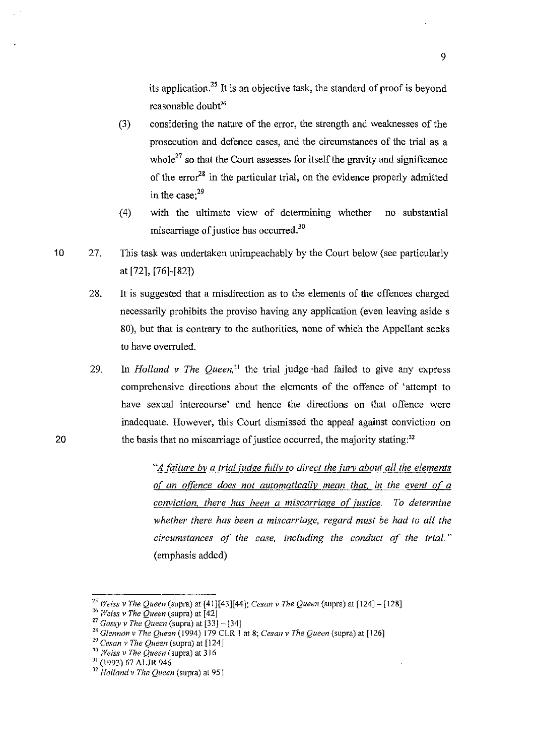its application.[25] It is an objective task, the standard of proof is beyond reasonable doubt[26]

(3) considering the nature of the error, the strength and weaknesses of the prosecution and defence cases, and the circumstances of the trial as a whole[27] so that the Court assesses for itself the gravity and significance of the error[28] in the particular trial, on the evidence properly admitted in the case;[29]

(4) with the ultimate view of determining whether no substantial miscarriage of justice has occurred.[30]

27. This task was undertaken unimpeachably by the Court below (see particularly at [72], [76]-[82])

28. It is suggested that a misdirection as to the elements of the offences charged necessarily prohibits the proviso having any application (even leaving aside s 80), but that is contrary to the authorities, none of which the Appellant seeks to have overruled.

29. In *Holland v The Queen*,[31] the trial judge had failed to give any express comprehensive directions about the elements of the offence of 'attempt to have sexual intercourse' and hence the directions on that offence were inadequate. However, this Court dismissed the appeal against conviction on the basis that no miscarriage of justice occurred, the majority stating:[32]

> "*A failure by a trial judge fully to direct the jury about all the elements of an offence does not automatically mean that, in the event of a conviction, there has been a miscarriage of justice. To determine whether there has been a miscarriage, regard must be had to all the circumstances of the case, including the conduct of the trial.*" (emphasis added)

---

[25] *Weiss v The Queen* (supra) at [41][43][44]; *Cesan v The Queen* (supra) at [124] – [128]

[26] *Weiss v The Queen* (supra) at [42]

[27] *Gassy v The Queen* (supra) at [33] – [34]

[28] *Glennon v The Queen* (1994) 179 CLR 1 at 8; *Cesan v The Queen* (supra) at [126]

[29] *Cesan v The Queen* (supra) at [124]

[30] *Weiss v The Queen* (supra) at 316

[31] (1993) 67 ALJR 946

[32] *Holland v The Queen* (supra) at 951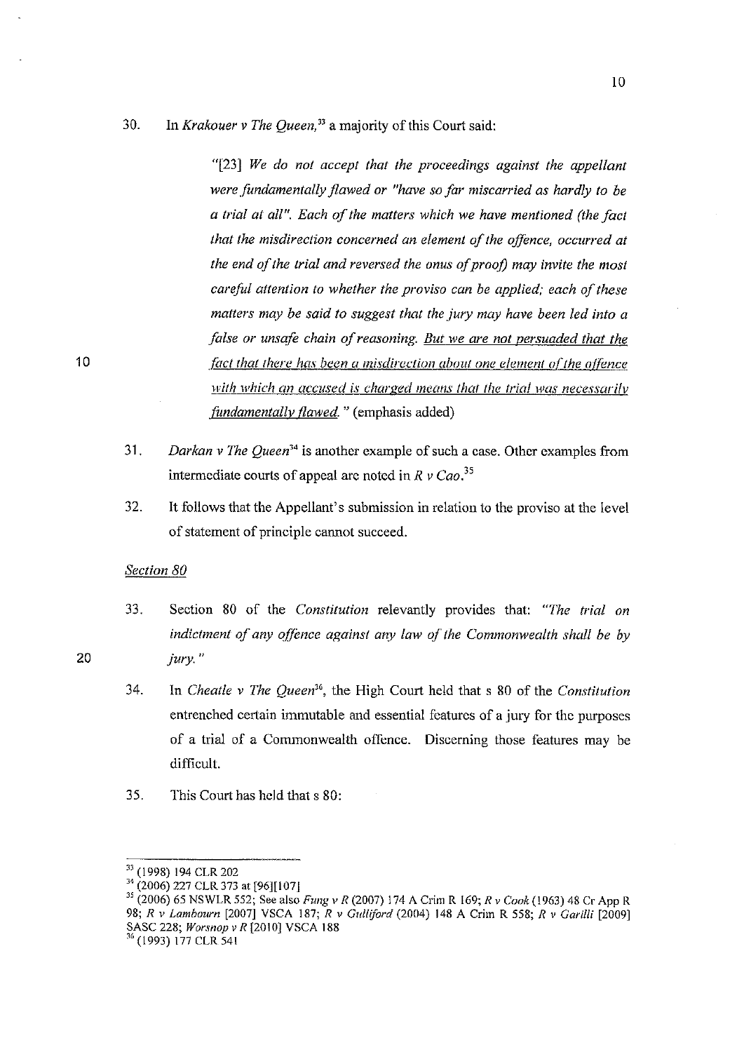30. In *Krakouer v The Queen*,[33] a majority of this Court said:

> "[23] *We do not accept that the proceedings against the appellant were fundamentally flawed or "have so far miscarried as hardly to be a trial at all". Each of the matters which we have mentioned (the fact that the misdirection concerned an element of the offence, occurred at the end of the trial and reversed the onus of proof) may invite the most careful attention to whether the proviso can be applied; each of these matters may be said to suggest that the jury may have been led into a false or unsafe chain of reasoning. <u>But we are not persuaded that the fact that there has been a misdirection about one element of the offence with which an accused is charged means that the trial was necessarily fundamentally flawed.</u>* " (emphasis added)

31. *Darkan v The Queen*[34] is another example of such a case. Other examples from intermediate courts of appeal are noted in *R v Cao*.[35]

32. It follows that the Appellant's submission in relation to the proviso at the level of statement of principle cannot succeed.

*Section 80*

33. Section 80 of the *Constitution* relevantly provides that: *"The trial on indictment of any offence against any law of the Commonwealth shall be by jury."*

34. In *Cheatle v The Queen*[36], the High Court held that s 80 of the *Constitution* entrenched certain immutable and essential features of a jury for the purposes of a trial of a Commonwealth offence. Discerning those features may be difficult.

35. This Court has held that s 80:

---

[33] (1998) 194 CLR 202

[34] (2006) 227 CLR 373 at [96][107]

[35] (2006) 65 NSWLR 552; See also *Fung v R* (2007) 174 A Crim R 169; *R v Cook* (1963) 48 Cr App R 98; *R v Lambourn* [2007] VSCA 187; *R v Gulliford* (2004) 148 A Crim R 558; *R v Garilli* [2009] SASC 228; *Worsnop v R* [2010] VSCA 188

[36] (1993) 177 CLR 541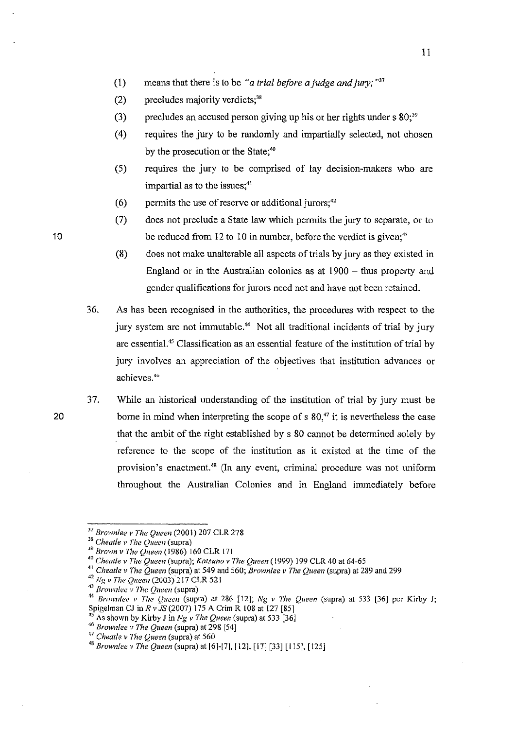(1) means that there is to be *"a trial before a judge and jury;"*[37]

(2) precludes majority verdicts;[38]

(3) precludes an accused person giving up his or her rights under s 80;[39]

(4) requires the jury to be randomly and impartially selected, not chosen by the prosecution or the State;[40]

(5) requires the jury to be comprised of lay decision-makers who are impartial as to the issues;[41]

(6) permits the use of reserve or additional jurors;[42]

(7) does not preclude a State law which permits the jury to separate, or to be reduced from 12 to 10 in number, before the verdict is given;[43]

(8) does not make unalterable all aspects of trials by jury as they existed in England or in the Australian colonies as at 1900 – thus property and gender qualifications for jurors need not and have not been retained.

36. As has been recognised in the authorities, the procedures with respect to the jury system are not immutable.[44] Not all traditional incidents of trial by jury are essential.[45] Classification as an essential feature of the institution of trial by jury involves an appreciation of the objectives that institution advances or achieves.[46]

37. While an historical understanding of the institution of trial by jury must be borne in mind when interpreting the scope of s 80,[47] it is nevertheless the case that the ambit of the right established by s 80 cannot be determined solely by reference to the scope of the institution as it existed at the time of the provision's enactment.[48] (In any event, criminal procedure was not uniform throughout the Australian Colonies and in England immediately before

---

[37] *Brownlee v The Queen* (2001) 207 CLR 278

[38] *Cheatle v The Queen* (supra)

[39] *Brown v The Queen* (1986) 160 CLR 171

[40] *Cheatle v The Queen* (supra); *Katsuno v The Queen* (1999) 199 CLR 40 at 64-65

[41] *Cheatle v The Queen* (supra) at 549 and 560; *Brownlee v The Queen* (supra) at 289 and 299

[42] *Ng v The Queen* (2003) 217 CLR 521

[43] *Brownlee v The Queen* (supra)

[44] *Brownlee v The Queen* (supra) at 286 [12]; *Ng v The Queen* (supra) at 533 [36] per Kirby J; Spigelman CJ in *R v JS* (2007) 175 A Crim R 108 at 127 [85]

[45] As shown by Kirby J in *Ng v The Queen* (supra) at 533 [36]

[46] *Brownlee v The Queen* (supra) at 298 [54]

[47] *Cheatle v The Queen* (supra) at 560

[48] *Brownlee v The Queen* (supra) at [6]-[7], [12], [17] [33] [115], [125]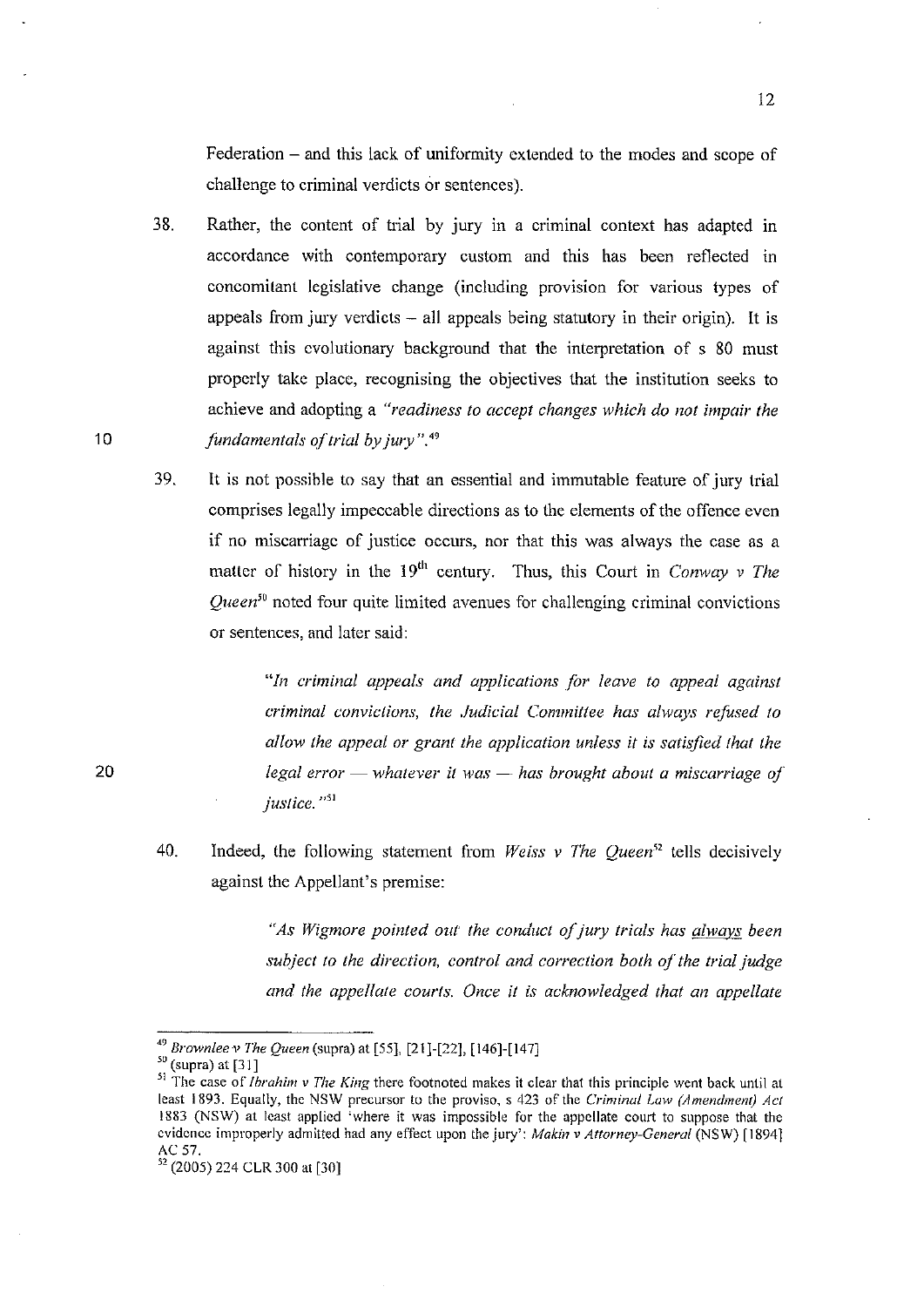Federation – and this lack of uniformity extended to the modes and scope of challenge to criminal verdicts or sentences).

38. Rather, the content of trial by jury in a criminal context has adapted in accordance with contemporary custom and this has been reflected in concomitant legislative change (including provision for various types of appeals from jury verdicts – all appeals being statutory in their origin). It is against this evolutionary background that the interpretation of s 80 must properly take place, recognising the objectives that the institution seeks to achieve and adopting a *"readiness to accept changes which do not impair the fundamentals of trial by jury"*.[49]

39. It is not possible to say that an essential and immutable feature of jury trial comprises legally impeccable directions as to the elements of the offence even if no miscarriage of justice occurs, nor that this was always the case as a matter of history in the 19th century. Thus, this Court in *Conway v The Queen*[50] noted four quite limited avenues for challenging criminal convictions or sentences, and later said:

> *"In criminal appeals and applications for leave to appeal against criminal convictions, the Judicial Committee has always refused to allow the appeal or grant the application unless it is satisfied that the legal error — whatever it was — has brought about a miscarriage of justice."*[51]

40. Indeed, the following statement from *Weiss v The Queen*[52] tells decisively against the Appellant's premise:

> *"As Wigmore pointed out the conduct of jury trials has always been subject to the direction, control and correction both of the trial judge and the appellate courts. Once it is acknowledged that an appellate*

---

[49] *Brownlee v The Queen* (supra) at [55], [21]-[22], [146]-[147]

[50] (supra) at [31]

[51] The case of *Ibrahim v The King* there footnoted makes it clear that this principle went back until at least 1893. Equally, the NSW precursor to the proviso, s 423 of the *Criminal Law (Amendment) Act* 1883 (NSW) at least applied 'where it was impossible for the appellate court to suppose that the evidence improperly admitted had any effect upon the jury': *Makin v Attorney-General* (NSW) [1894] AC 57.

[52] (2005) 224 CLR 300 at [30]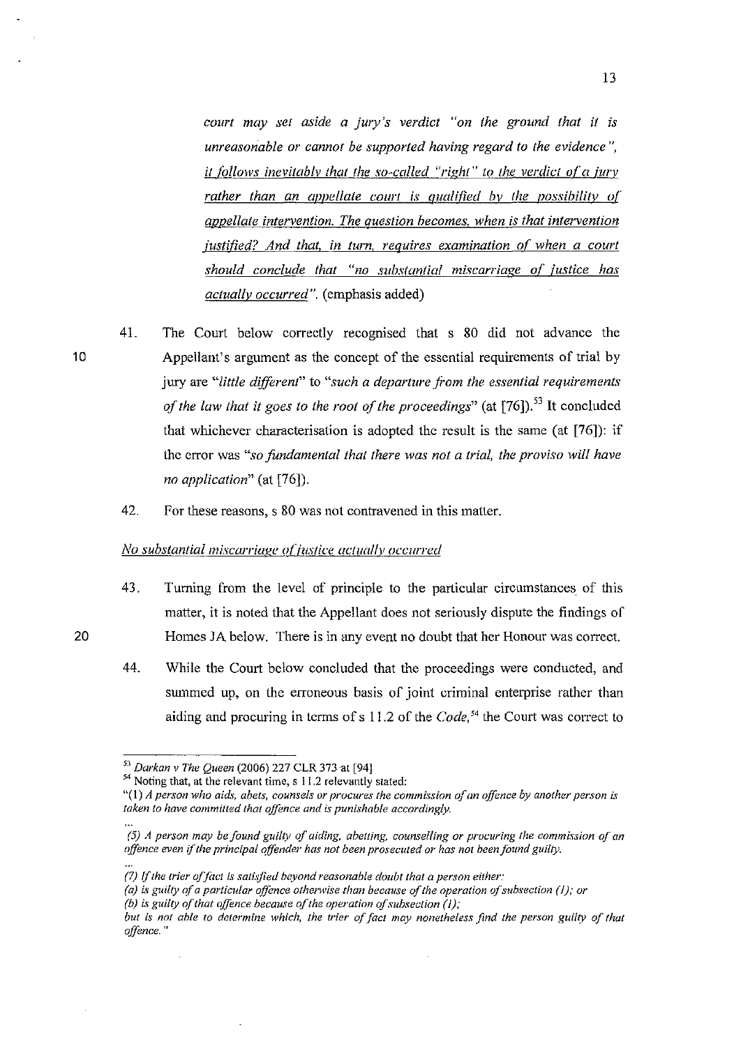*court may set aside a jury's verdict "on the ground that it is unreasonable or cannot be supported having regard to the evidence", it follows inevitably that the so-called "right" to the verdict of a jury rather than an appellate court is qualified by the possibility of appellate intervention. The question becomes, when is that intervention justified? And that, in turn, requires examination of when a court should conclude that "no substantial miscarriage of justice has actually occurred".* (emphasis added)

41. The Court below correctly recognised that s 80 did not advance the Appellant's argument as the concept of the essential requirements of trial by jury are "*little different*" to "*such a departure from the essential requirements of the law that it goes to the root of the proceedings*" (at [76]).[53] It concluded that whichever characterisation is adopted the result is the same (at [76]): if the error was "*so fundamental that there was not a trial, the proviso will have no application*" (at [76]).

42. For these reasons, s 80 was not contravened in this matter.

*No substantial miscarriage of justice actually occurred*

43. Turning from the level of principle to the particular circumstances of this matter, it is noted that the Appellant does not seriously dispute the findings of Homes JA below. There is in any event no doubt that her Honour was correct.

44. While the Court below concluded that the proceedings were conducted, and summed up, on the erroneous basis of joint criminal enterprise rather than aiding and procuring in terms of s 11.2 of the *Code*,[54] the Court was correct to

---

[53] *Darkan v The Queen* (2006) 227 CLR 373 at [94]

[54] Noting that, at the relevant time, s 11.2 relevantly stated:

"(1) *A person who aids, abets, counsels or procures the commission of an offence by another person is taken to have committed that offence and is punishable accordingly.*

...

(5) *A person may be found guilty of aiding, abetting, counselling or procuring the commission of an offence even if the principal offender has not been prosecuted or has not been found guilty.*

...

(7) *If the trier of fact is satisfied beyond reasonable doubt that a person either:*

(a) *is guilty of a particular offence otherwise than because of the operation of subsection (1); or*

(b) *is guilty of that offence because of the operation of subsection (1);*

*but is not able to determine which, the trier of fact may nonetheless find the person guilty of that offence.*"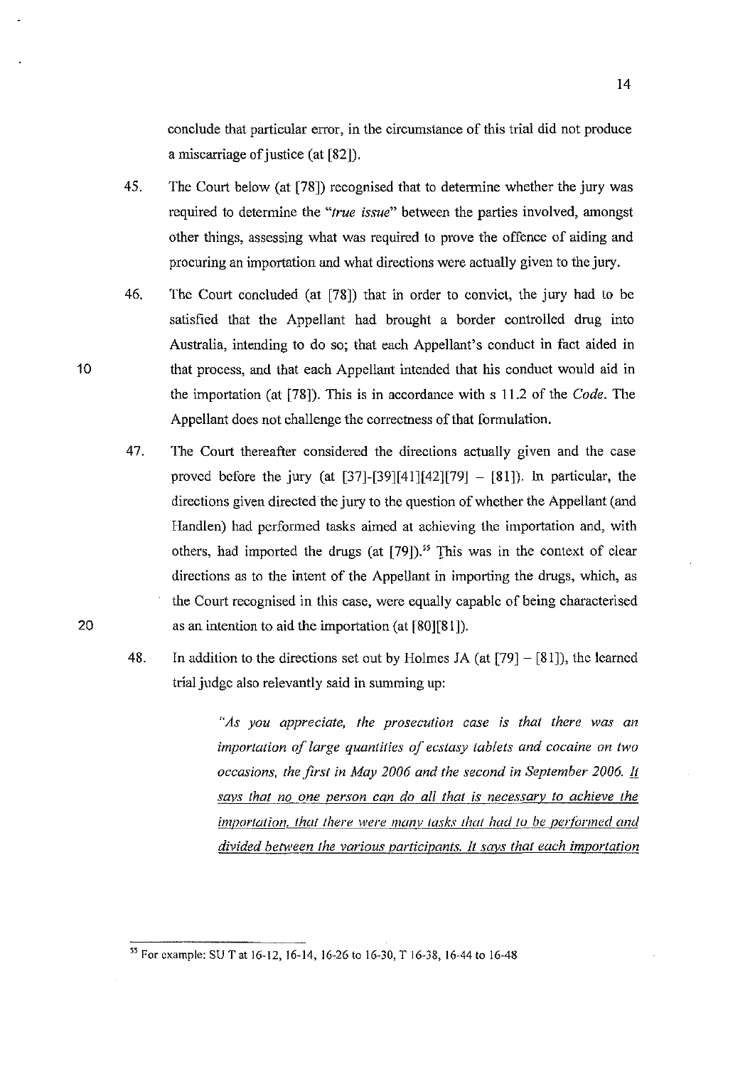conclude that particular error, in the circumstance of this trial did not produce a miscarriage of justice (at [82]).

45. The Court below (at [78]) recognised that to determine whether the jury was required to determine the "*true issue*" between the parties involved, amongst other things, assessing what was required to prove the offence of aiding and procuring an importation and what directions were actually given to the jury.

46. The Court concluded (at [78]) that in order to convict, the jury had to be satisfied that the Appellant had brought a border controlled drug into Australia, intending to do so; that each Appellant's conduct in fact aided in that process, and that each Appellant intended that his conduct would aid in the importation (at [78]). This is in accordance with s 11.2 of the *Code*. The Appellant does not challenge the correctness of that formulation.

47. The Court thereafter considered the directions actually given and the case proved before the jury (at [37]-[39][41][42][79] – [81]). In particular, the directions given directed the jury to the question of whether the Appellant (and Handlen) had performed tasks aimed at achieving the importation and, with others, had imported the drugs (at [79]).[55] This was in the context of clear directions as to the intent of the Appellant in importing the drugs, which, as the Court recognised in this case, were equally capable of being characterised as an intention to aid the importation (at [80][81]).

48. In addition to the directions set out by Holmes JA (at [79] – [81]), the learned trial judge also relevantly said in summing up:

> *"As you appreciate, the prosecution case is that there was an importation of large quantities of ecstasy tablets and cocaine on two occasions, the first in May 2006 and the second in September 2006. <u>It says that no one person can do all that is necessary to achieve the importation, that there were many tasks that had to be performed and divided between the various participants. It says that each importation</u>*

---

[55] For example: SU T at 16-12, 16-14, 16-26 to 16-30, T 16-38, 16-44 to 16-48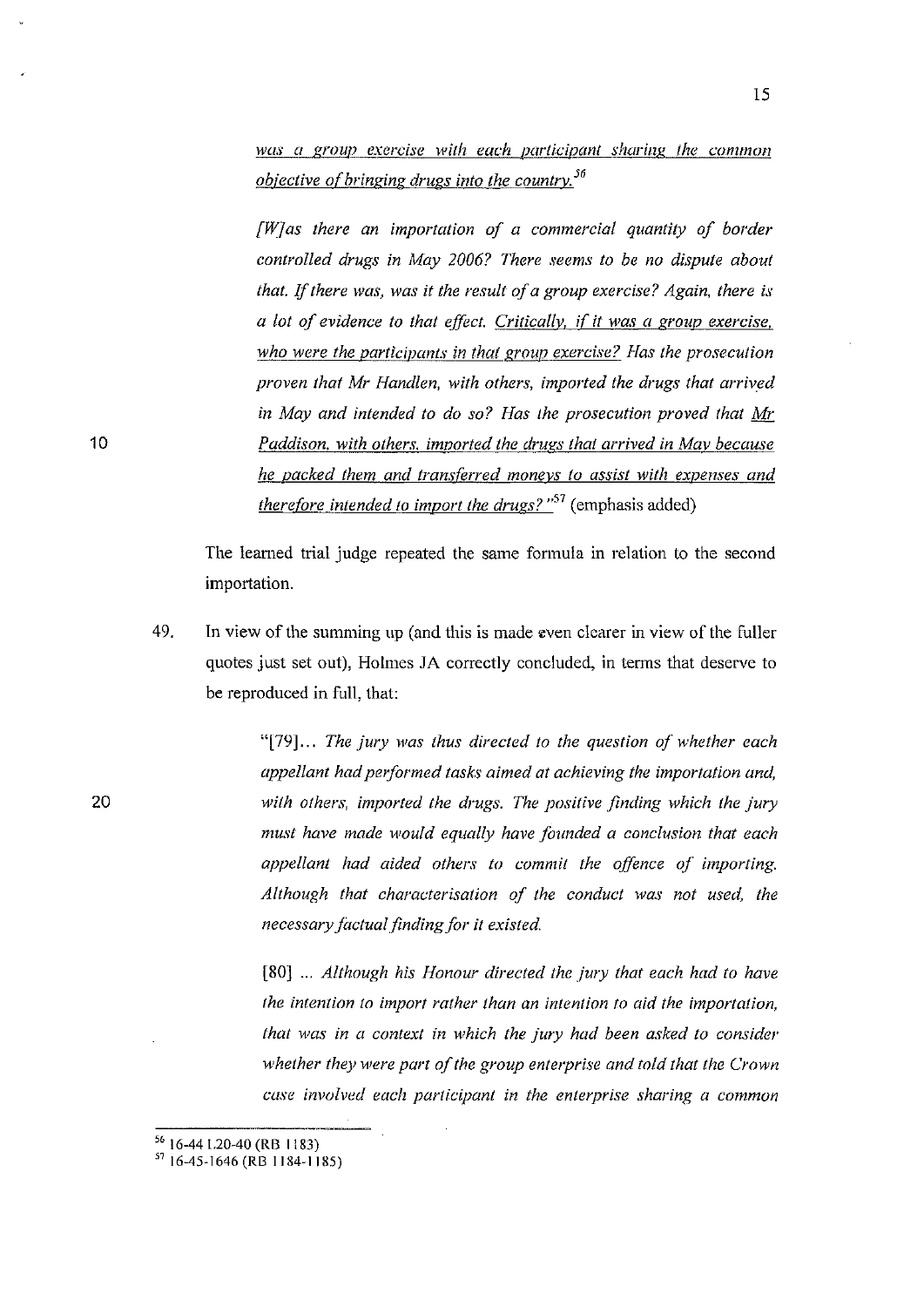*<u>was a group exercise with each participant sharing the common objective of bringing drugs into the country.</u>*[56]

> *[W]as there an importation of a commercial quantity of border controlled drugs in May 2006? There seems to be no dispute about that. If there was, was it the result of a group exercise? Again, there is a lot of evidence to that effect. <u>Critically, if it was a group exercise, who were the participants in that group exercise?</u> Has the prosecution proven that Mr Handlen, with others, imported the drugs that arrived in May and intended to do so? Has the prosecution proved that <u>Mr Paddison, with others, imported the drugs that arrived in May because he packed them and transferred moneys to assist with expenses and therefore intended to import the drugs?</u>"*[57] (emphasis added)

The learned trial judge repeated the same formula in relation to the second importation.

49. In view of the summing up (and this is made even clearer in view of the fuller quotes just set out), Holmes JA correctly concluded, in terms that deserve to be reproduced in full, that:

> "[79]... *The jury was thus directed to the question of whether each appellant had performed tasks aimed at achieving the importation and, with others, imported the drugs. The positive finding which the jury must have made would equally have founded a conclusion that each appellant had aided others to commit the offence of importing. Although that characterisation of the conduct was not used, the necessary factual finding for it existed.*
>
> [80] ... *Although his Honour directed the jury that each had to have the intention to import rather than an intention to aid the importation, that was in a context in which the jury had been asked to consider whether they were part of the group enterprise and told that the Crown case involved each participant in the enterprise sharing a common*

---

[56] 16-44 l.20-40 (RB 1183)

[57] 16-45-1646 (RB 1184-1185)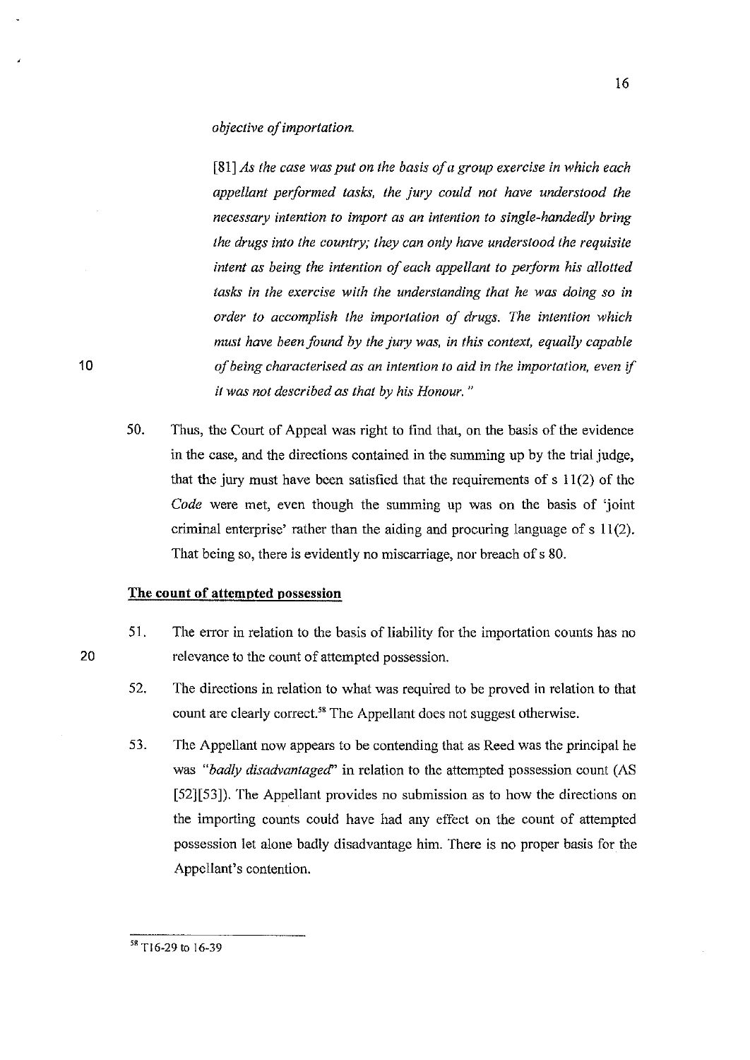*objective of importation.*

> [81] *As the case was put on the basis of a group exercise in which each appellant performed tasks, the jury could not have understood the necessary intention to import as an intention to single-handedly bring the drugs into the country; they can only have understood the requisite intent as being the intention of each appellant to perform his allotted tasks in the exercise with the understanding that he was doing so in order to accomplish the importation of drugs. The intention which must have been found by the jury was, in this context, equally capable of being characterised as an intention to aid in the importation, even if it was not described as that by his Honour.* "

50. Thus, the Court of Appeal was right to find that, on the basis of the evidence in the case, and the directions contained in the summing up by the trial judge, that the jury must have been satisfied that the requirements of s 11(2) of the *Code* were met, even though the summing up was on the basis of 'joint criminal enterprise' rather than the aiding and procuring language of s 11(2). That being so, there is evidently no miscarriage, nor breach of s 80.

## The count of attempted possession

51. The error in relation to the basis of liability for the importation counts has no relevance to the count of attempted possession.

52. The directions in relation to what was required to be proved in relation to that count are clearly correct.[58] The Appellant does not suggest otherwise.

53. The Appellant now appears to be contending that as Reed was the principal he was *"badly disadvantaged"* in relation to the attempted possession count (AS [52][53]). The Appellant provides no submission as to how the directions on the importing counts could have had any effect on the count of attempted possession let alone badly disadvantage him. There is no proper basis for the Appellant's contention.

---

[58] T16-29 to 16-39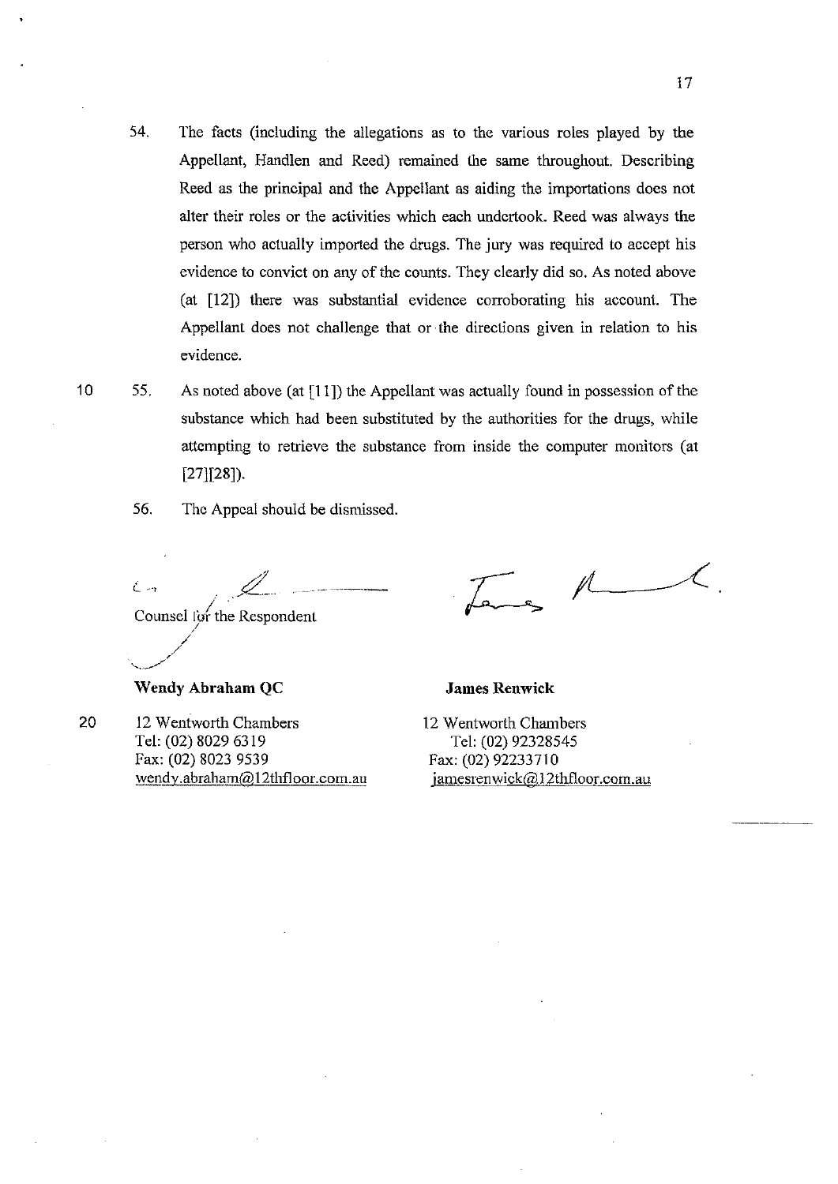54. The facts (including the allegations as to the various roles played by the Appellant, Handlen and Reed) remained the same throughout. Describing Reed as the principal and the Appellant as aiding the importations does not alter their roles or the activities which each undertook. Reed was always the person who actually imported the drugs. The jury was required to accept his evidence to convict on any of the counts. They clearly did so. As noted above (at [12]) there was substantial evidence corroborating his account. The Appellant does not challenge that or the directions given in relation to his evidence.

55. As noted above (at [11]) the Appellant was actually found in possession of the substance which had been substituted by the authorities for the drugs, while attempting to retrieve the substance from inside the computer monitors (at [27][28]).

56. The Appeal should be dismissed.

Counsel for the Respondent

**Wendy Abraham QC**
12 Wentworth Chambers
Tel: (02) 8029 6319
Fax: (02) 8023 9539
wendy.abraham@12thfloor.com.au

**James Renwick**
12 Wentworth Chambers
Tel: (02) 92328545
Fax: (02) 92233710
jamesrenwick@12thfloor.com.au